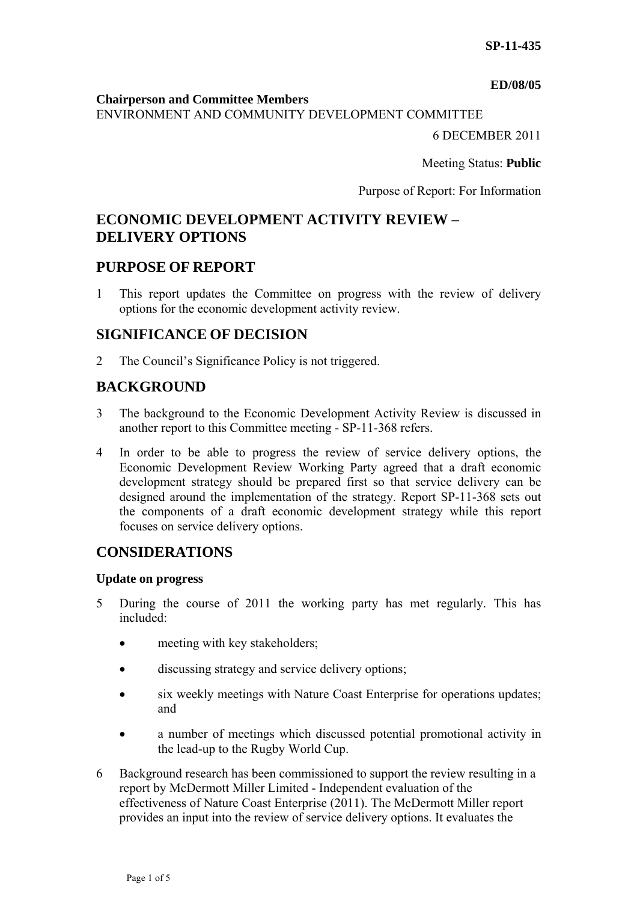**SP-11-435**

**ED/08/05**

**Chairperson and Committee Members**
ENVIRONMENT AND COMMUNITY DEVELOPMENT COMMITTEE

6 DECEMBER 2011

Meeting Status: **Public**

Purpose of Report: For Information

# ECONOMIC DEVELOPMENT ACTIVITY REVIEW – DELIVERY OPTIONS

## PURPOSE OF REPORT

1 This report updates the Committee on progress with the review of delivery options for the economic development activity review.

## SIGNIFICANCE OF DECISION

2 The Council's Significance Policy is not triggered.

## BACKGROUND

3 The background to the Economic Development Activity Review is discussed in another report to this Committee meeting - SP-11-368 refers.

4 In order to be able to progress the review of service delivery options, the Economic Development Review Working Party agreed that a draft economic development strategy should be prepared first so that service delivery can be designed around the implementation of the strategy. Report SP-11-368 sets out the components of a draft economic development strategy while this report focuses on service delivery options.

## CONSIDERATIONS

### Update on progress

5 During the course of 2011 the working party has met regularly. This has included:

- meeting with key stakeholders;
- discussing strategy and service delivery options;
- six weekly meetings with Nature Coast Enterprise for operations updates; and
- a number of meetings which discussed potential promotional activity in the lead-up to the Rugby World Cup.

6 Background research has been commissioned to support the review resulting in a report by McDermott Miller Limited - Independent evaluation of the effectiveness of Nature Coast Enterprise (2011). The McDermott Miller report provides an input into the review of service delivery options. It evaluates the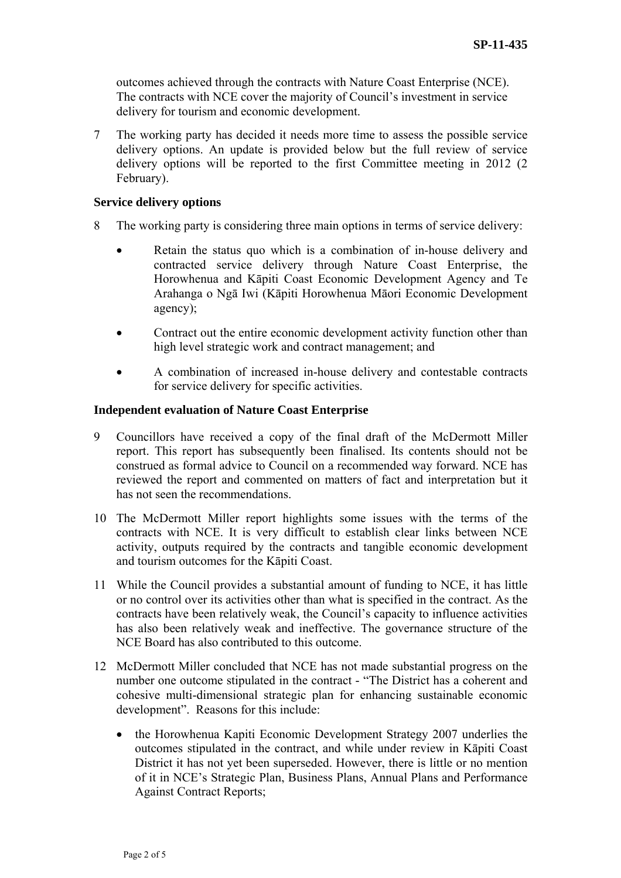outcomes achieved through the contracts with Nature Coast Enterprise (NCE). The contracts with NCE cover the majority of Council's investment in service delivery for tourism and economic development.

7 The working party has decided it needs more time to assess the possible service delivery options. An update is provided below but the full review of service delivery options will be reported to the first Committee meeting in 2012 (2 February).

**Service delivery options**

8 The working party is considering three main options in terms of service delivery:

- Retain the status quo which is a combination of in-house delivery and contracted service delivery through Nature Coast Enterprise, the Horowhenua and Kāpiti Coast Economic Development Agency and Te Arahanga o Ngā Iwi (Kāpiti Horowhenua Māori Economic Development agency);
- Contract out the entire economic development activity function other than high level strategic work and contract management; and
- A combination of increased in-house delivery and contestable contracts for service delivery for specific activities.

**Independent evaluation of Nature Coast Enterprise**

9 Councillors have received a copy of the final draft of the McDermott Miller report. This report has subsequently been finalised. Its contents should not be construed as formal advice to Council on a recommended way forward. NCE has reviewed the report and commented on matters of fact and interpretation but it has not seen the recommendations.

10 The McDermott Miller report highlights some issues with the terms of the contracts with NCE. It is very difficult to establish clear links between NCE activity, outputs required by the contracts and tangible economic development and tourism outcomes for the Kāpiti Coast.

11 While the Council provides a substantial amount of funding to NCE, it has little or no control over its activities other than what is specified in the contract. As the contracts have been relatively weak, the Council's capacity to influence activities has also been relatively weak and ineffective. The governance structure of the NCE Board has also contributed to this outcome.

12 McDermott Miller concluded that NCE has not made substantial progress on the number one outcome stipulated in the contract - "The District has a coherent and cohesive multi-dimensional strategic plan for enhancing sustainable economic development". Reasons for this include:

- the Horowhenua Kapiti Economic Development Strategy 2007 underlies the outcomes stipulated in the contract, and while under review in Kāpiti Coast District it has not yet been superseded. However, there is little or no mention of it in NCE's Strategic Plan, Business Plans, Annual Plans and Performance Against Contract Reports;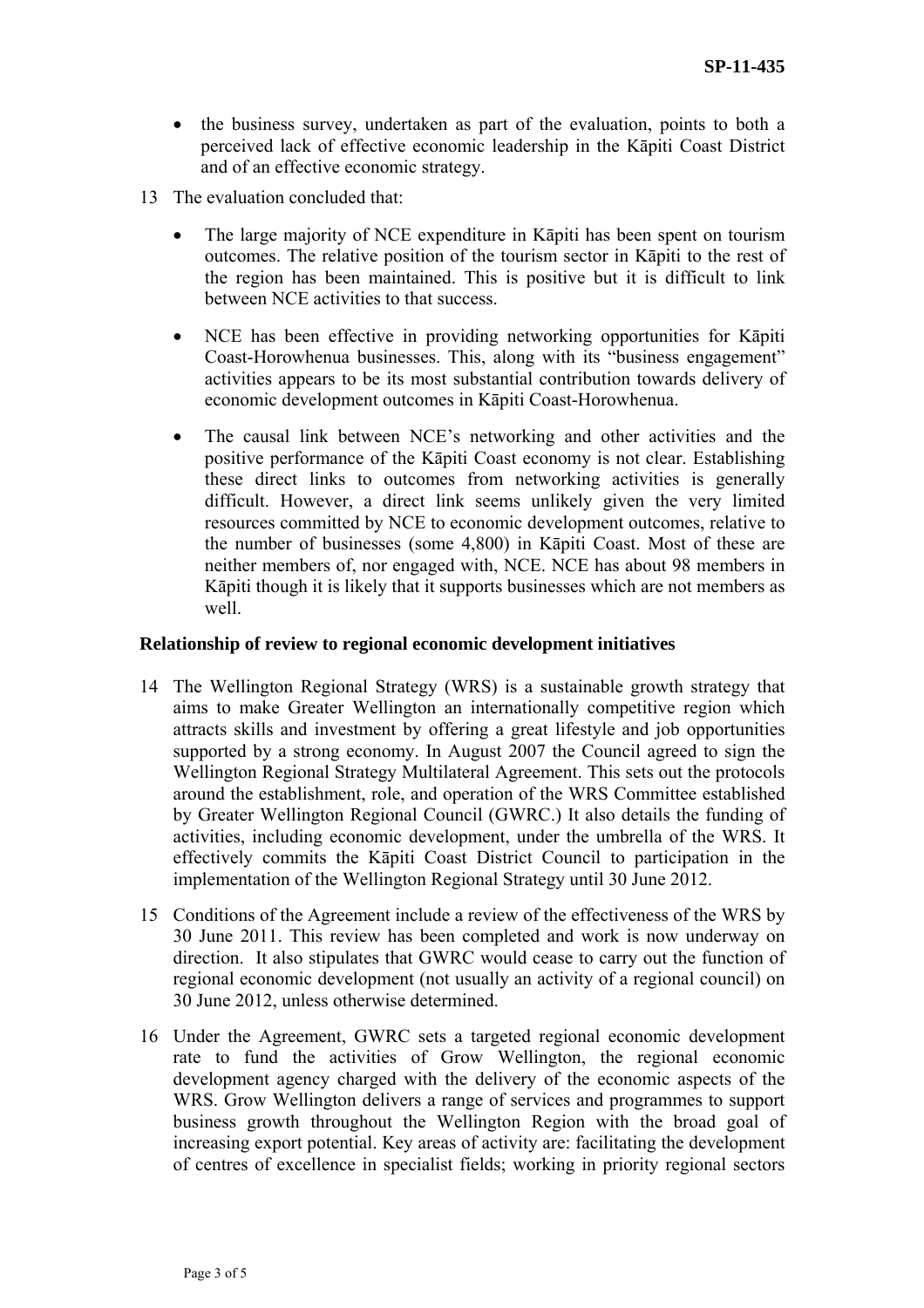- the business survey, undertaken as part of the evaluation, points to both a perceived lack of effective economic leadership in the Kāpiti Coast District and of an effective economic strategy.

13 The evaluation concluded that:

  - The large majority of NCE expenditure in Kāpiti has been spent on tourism outcomes. The relative position of the tourism sector in Kāpiti to the rest of the region has been maintained. This is positive but it is difficult to link between NCE activities to that success.

  - NCE has been effective in providing networking opportunities for Kāpiti Coast-Horowhenua businesses. This, along with its "business engagement" activities appears to be its most substantial contribution towards delivery of economic development outcomes in Kāpiti Coast-Horowhenua.

  - The causal link between NCE's networking and other activities and the positive performance of the Kāpiti Coast economy is not clear. Establishing these direct links to outcomes from networking activities is generally difficult. However, a direct link seems unlikely given the very limited resources committed by NCE to economic development outcomes, relative to the number of businesses (some 4,800) in Kāpiti Coast. Most of these are neither members of, nor engaged with, NCE. NCE has about 98 members in Kāpiti though it is likely that it supports businesses which are not members as well.

**Relationship of review to regional economic development initiatives**

14 The Wellington Regional Strategy (WRS) is a sustainable growth strategy that aims to make Greater Wellington an internationally competitive region which attracts skills and investment by offering a great lifestyle and job opportunities supported by a strong economy. In August 2007 the Council agreed to sign the Wellington Regional Strategy Multilateral Agreement. This sets out the protocols around the establishment, role, and operation of the WRS Committee established by Greater Wellington Regional Council (GWRC.) It also details the funding of activities, including economic development, under the umbrella of the WRS. It effectively commits the Kāpiti Coast District Council to participation in the implementation of the Wellington Regional Strategy until 30 June 2012.

15 Conditions of the Agreement include a review of the effectiveness of the WRS by 30 June 2011. This review has been completed and work is now underway on direction. It also stipulates that GWRC would cease to carry out the function of regional economic development (not usually an activity of a regional council) on 30 June 2012, unless otherwise determined.

16 Under the Agreement, GWRC sets a targeted regional economic development rate to fund the activities of Grow Wellington, the regional economic development agency charged with the delivery of the economic aspects of the WRS. Grow Wellington delivers a range of services and programmes to support business growth throughout the Wellington Region with the broad goal of increasing export potential. Key areas of activity are: facilitating the development of centres of excellence in specialist fields; working in priority regional sectors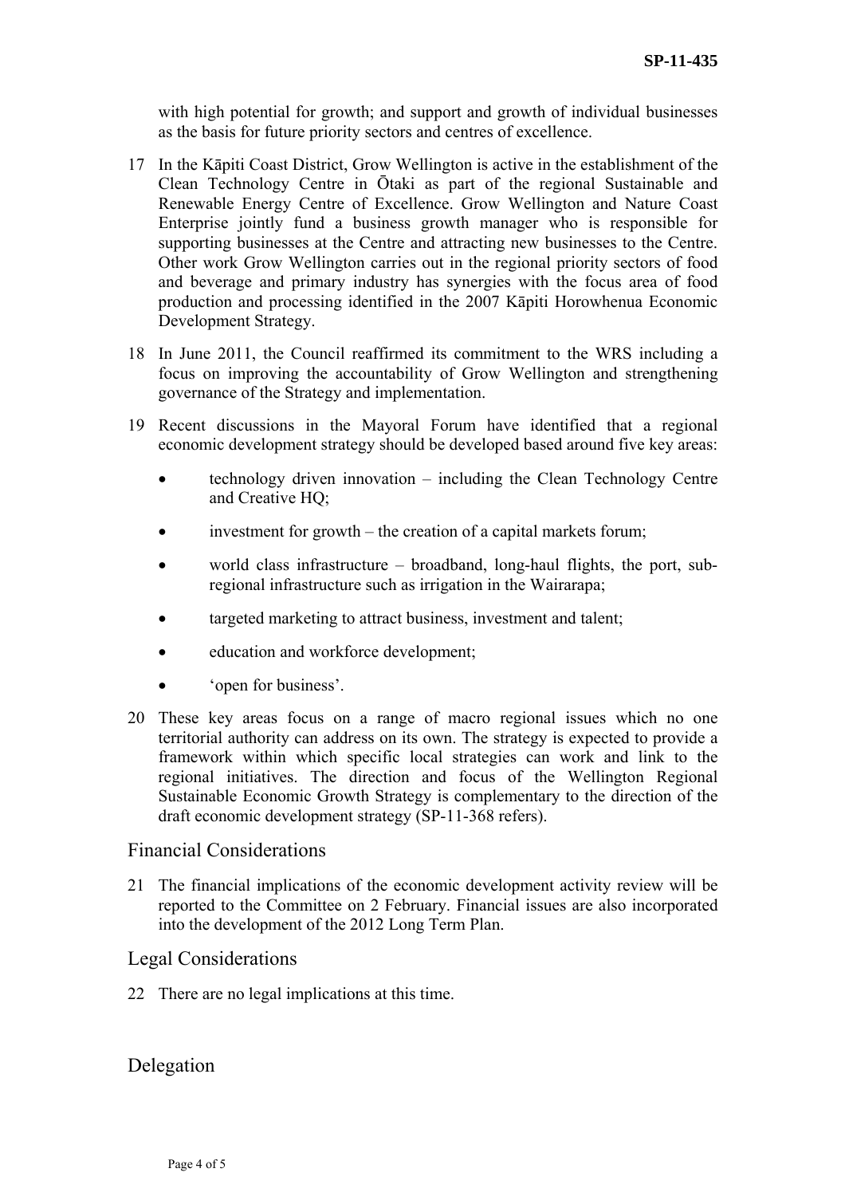with high potential for growth; and support and growth of individual businesses as the basis for future priority sectors and centres of excellence.

17 In the Kāpiti Coast District, Grow Wellington is active in the establishment of the Clean Technology Centre in Ōtaki as part of the regional Sustainable and Renewable Energy Centre of Excellence. Grow Wellington and Nature Coast Enterprise jointly fund a business growth manager who is responsible for supporting businesses at the Centre and attracting new businesses to the Centre. Other work Grow Wellington carries out in the regional priority sectors of food and beverage and primary industry has synergies with the focus area of food production and processing identified in the 2007 Kāpiti Horowhenua Economic Development Strategy.

18 In June 2011, the Council reaffirmed its commitment to the WRS including a focus on improving the accountability of Grow Wellington and strengthening governance of the Strategy and implementation.

19 Recent discussions in the Mayoral Forum have identified that a regional economic development strategy should be developed based around five key areas:

- technology driven innovation – including the Clean Technology Centre and Creative HQ;
- investment for growth – the creation of a capital markets forum;
- world class infrastructure – broadband, long-haul flights, the port, sub-regional infrastructure such as irrigation in the Wairarapa;
- targeted marketing to attract business, investment and talent;
- education and workforce development;
- 'open for business'.

20 These key areas focus on a range of macro regional issues which no one territorial authority can address on its own. The strategy is expected to provide a framework within which specific local strategies can work and link to the regional initiatives. The direction and focus of the Wellington Regional Sustainable Economic Growth Strategy is complementary to the direction of the draft economic development strategy (SP-11-368 refers).

## Financial Considerations

21 The financial implications of the economic development activity review will be reported to the Committee on 2 February. Financial issues are also incorporated into the development of the 2012 Long Term Plan.

## Legal Considerations

22 There are no legal implications at this time.

## Delegation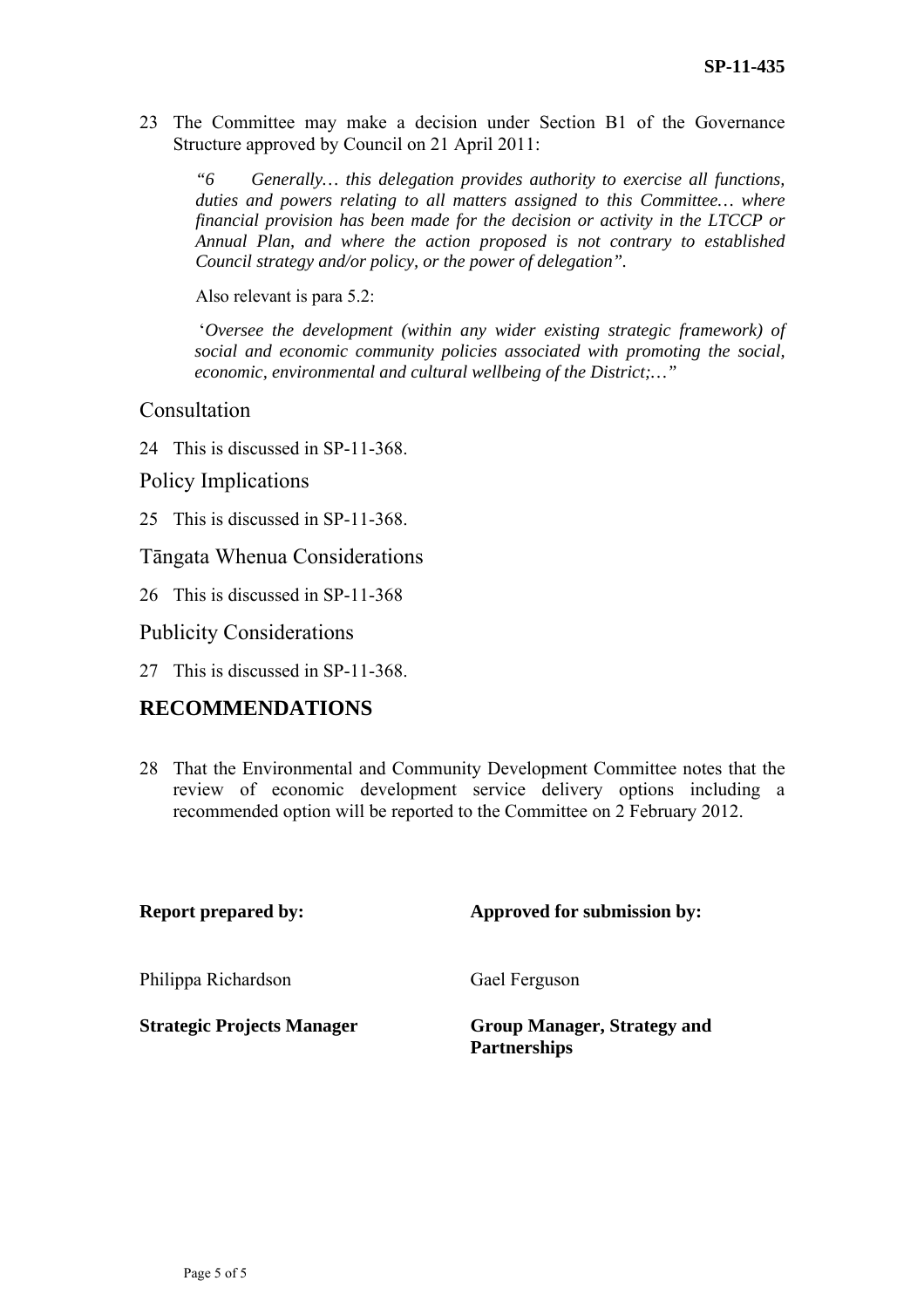23 The Committee may make a decision under Section B1 of the Governance Structure approved by Council on 21 April 2011:

> *"6 Generally… this delegation provides authority to exercise all functions, duties and powers relating to all matters assigned to this Committee… where financial provision has been made for the decision or activity in the LTCCP or Annual Plan, and where the action proposed is not contrary to established Council strategy and/or policy, or the power of delegation".*
>
> Also relevant is para 5.2:
>
> '*Oversee the development (within any wider existing strategic framework) of social and economic community policies associated with promoting the social, economic, environmental and cultural wellbeing of the District;…"*

## Consultation

24 This is discussed in SP-11-368.

## Policy Implications

25 This is discussed in SP-11-368.

## Tāngata Whenua Considerations

26 This is discussed in SP-11-368

## Publicity Considerations

27 This is discussed in SP-11-368.

# RECOMMENDATIONS

28 That the Environmental and Community Development Committee notes that the review of economic development service delivery options including a recommended option will be reported to the Committee on 2 February 2012.

| | |
|---|---|
| **Report prepared by:** | **Approved for submission by:** |
| Philippa Richardson | Gael Ferguson |
| **Strategic Projects Manager** | **Group Manager, Strategy and Partnerships** |